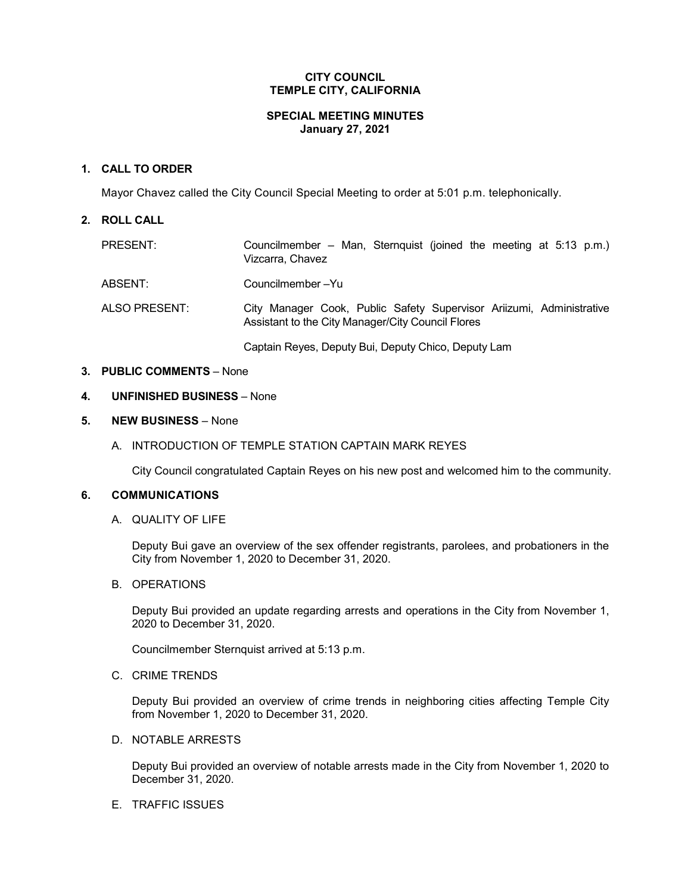**CITY COUNCIL**
**TEMPLE CITY, CALIFORNIA**

**SPECIAL MEETING MINUTES**
**January 27, 2021**

## 1. CALL TO ORDER

Mayor Chavez called the City Council Special Meeting to order at 5:01 p.m. telephonically.

## 2. ROLL CALL

PRESENT: Councilmember – Man, Sternquist (joined the meeting at 5:13 p.m.) Vizcarra, Chavez

ABSENT: Councilmember –Yu

ALSO PRESENT: City Manager Cook, Public Safety Supervisor Ariizumi, Administrative Assistant to the City Manager/City Council Flores

Captain Reyes, Deputy Bui, Deputy Chico, Deputy Lam

## 3. PUBLIC COMMENTS – None

## 4. UNFINISHED BUSINESS – None

## 5. NEW BUSINESS – None

A. INTRODUCTION OF TEMPLE STATION CAPTAIN MARK REYES

City Council congratulated Captain Reyes on his new post and welcomed him to the community.

## 6. COMMUNICATIONS

A. QUALITY OF LIFE

Deputy Bui gave an overview of the sex offender registrants, parolees, and probationers in the City from November 1, 2020 to December 31, 2020.

B. OPERATIONS

Deputy Bui provided an update regarding arrests and operations in the City from November 1, 2020 to December 31, 2020.

Councilmember Sternquist arrived at 5:13 p.m.

C. CRIME TRENDS

Deputy Bui provided an overview of crime trends in neighboring cities affecting Temple City from November 1, 2020 to December 31, 2020.

D. NOTABLE ARRESTS

Deputy Bui provided an overview of notable arrests made in the City from November 1, 2020 to December 31, 2020.

E. TRAFFIC ISSUES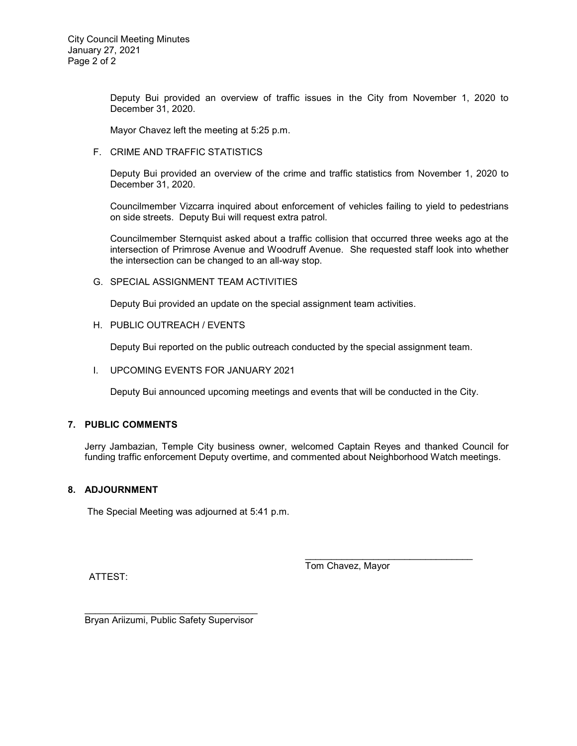Deputy Bui provided an overview of traffic issues in the City from November 1, 2020 to December 31, 2020.

Mayor Chavez left the meeting at 5:25 p.m.

F. CRIME AND TRAFFIC STATISTICS

Deputy Bui provided an overview of the crime and traffic statistics from November 1, 2020 to December 31, 2020.

Councilmember Vizcarra inquired about enforcement of vehicles failing to yield to pedestrians on side streets. Deputy Bui will request extra patrol.

Councilmember Sternquist asked about a traffic collision that occurred three weeks ago at the intersection of Primrose Avenue and Woodruff Avenue. She requested staff look into whether the intersection can be changed to an all-way stop.

G. SPECIAL ASSIGNMENT TEAM ACTIVITIES

Deputy Bui provided an update on the special assignment team activities.

H. PUBLIC OUTREACH / EVENTS

Deputy Bui reported on the public outreach conducted by the special assignment team.

I. UPCOMING EVENTS FOR JANUARY 2021

Deputy Bui announced upcoming meetings and events that will be conducted in the City.

## 7. PUBLIC COMMENTS

Jerry Jambazian, Temple City business owner, welcomed Captain Reyes and thanked Council for funding traffic enforcement Deputy overtime, and commented about Neighborhood Watch meetings.

## 8. ADJOURNMENT

The Special Meeting was adjourned at 5:41 p.m.

\_\_\_\_\_\_\_\_\_\_\_\_\_\_\_\_\_\_\_\_\_\_\_\_\_\_\_\_\_\_\_\_\_
Tom Chavez, Mayor

ATTEST:

\_\_\_\_\_\_\_\_\_\_\_\_\_\_\_\_\_\_\_\_\_\_\_\_\_\_\_\_\_\_\_\_\_
Bryan Ariizumi, Public Safety Supervisor